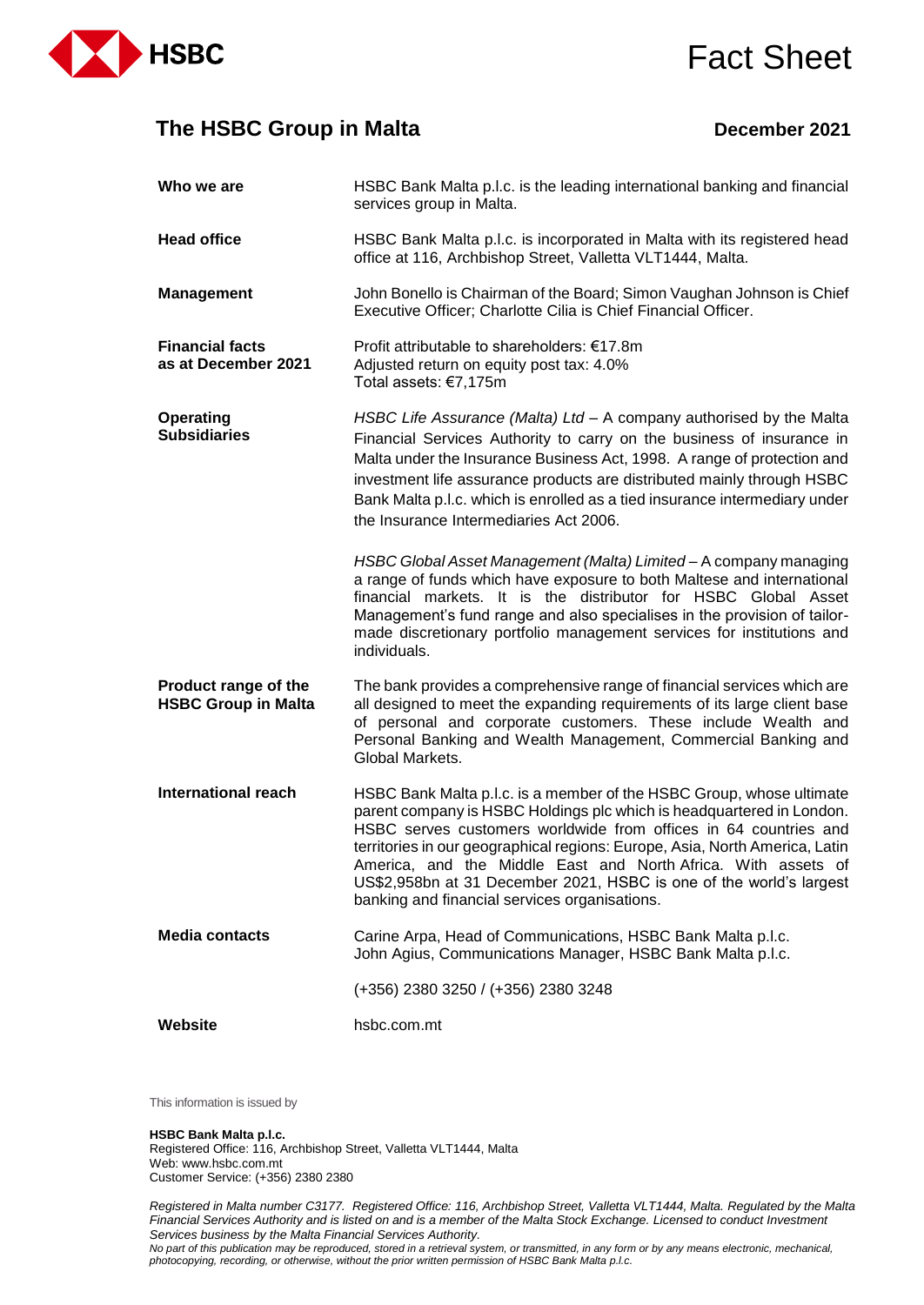# Fact Sheet

## The HSBC Group in Malta

**December 2021**

| | |
|---|---|
| **Who we are** | HSBC Bank Malta p.l.c. is the leading international banking and financial services group in Malta. |
| **Head office** | HSBC Bank Malta p.l.c. is incorporated in Malta with its registered head office at 116, Archbishop Street, Valletta VLT1444, Malta. |
| **Management** | John Bonello is Chairman of the Board; Simon Vaughan Johnson is Chief Executive Officer; Charlotte Cilia is Chief Financial Officer. |
| **Financial facts as at December 2021** | Profit attributable to shareholders: €17.8m<br>Adjusted return on equity post tax: 4.0%<br>Total assets: €7,175m |
| **Operating Subsidiaries** | *HSBC Life Assurance (Malta) Ltd* – A company authorised by the Malta Financial Services Authority to carry on the business of insurance in Malta under the Insurance Business Act, 1998. A range of protection and investment life assurance products are distributed mainly through HSBC Bank Malta p.l.c. which is enrolled as a tied insurance intermediary under the Insurance Intermediaries Act 2006.<br><br>*HSBC Global Asset Management (Malta) Limited* – A company managing a range of funds which have exposure to both Maltese and international financial markets. It is the distributor for HSBC Global Asset Management's fund range and also specialises in the provision of tailor-made discretionary portfolio management services for institutions and individuals. |
| **Product range of the HSBC Group in Malta** | The bank provides a comprehensive range of financial services which are all designed to meet the expanding requirements of its large client base of personal and corporate customers. These include Wealth and Personal Banking and Wealth Management, Commercial Banking and Global Markets. |
| **International reach** | HSBC Bank Malta p.l.c. is a member of the HSBC Group, whose ultimate parent company is HSBC Holdings plc which is headquartered in London. HSBC serves customers worldwide from offices in 64 countries and territories in our geographical regions: Europe, Asia, North America, Latin America, and the Middle East and North Africa. With assets of US$2,958bn at 31 December 2021, HSBC is one of the world's largest banking and financial services organisations. |
| **Media contacts** | Carine Arpa, Head of Communications, HSBC Bank Malta p.l.c.<br>John Agius, Communications Manager, HSBC Bank Malta p.l.c.<br><br>(+356) 2380 3250 / (+356) 2380 3248 |
| **Website** | hsbc.com.mt |

This information is issued by

**HSBC Bank Malta p.l.c.**
Registered Office: 116, Archbishop Street, Valletta VLT1444, Malta
Web: www.hsbc.com.mt
Customer Service: (+356) 2380 2380

*Registered in Malta number C3177. Registered Office: 116, Archbishop Street, Valletta VLT1444, Malta. Regulated by the Malta Financial Services Authority and is listed on and is a member of the Malta Stock Exchange. Licensed to conduct Investment Services business by the Malta Financial Services Authority.*
*No part of this publication may be reproduced, stored in a retrieval system, or transmitted, in any form or by any means electronic, mechanical, photocopying, recording, or otherwise, without the prior written permission of HSBC Bank Malta p.l.c.*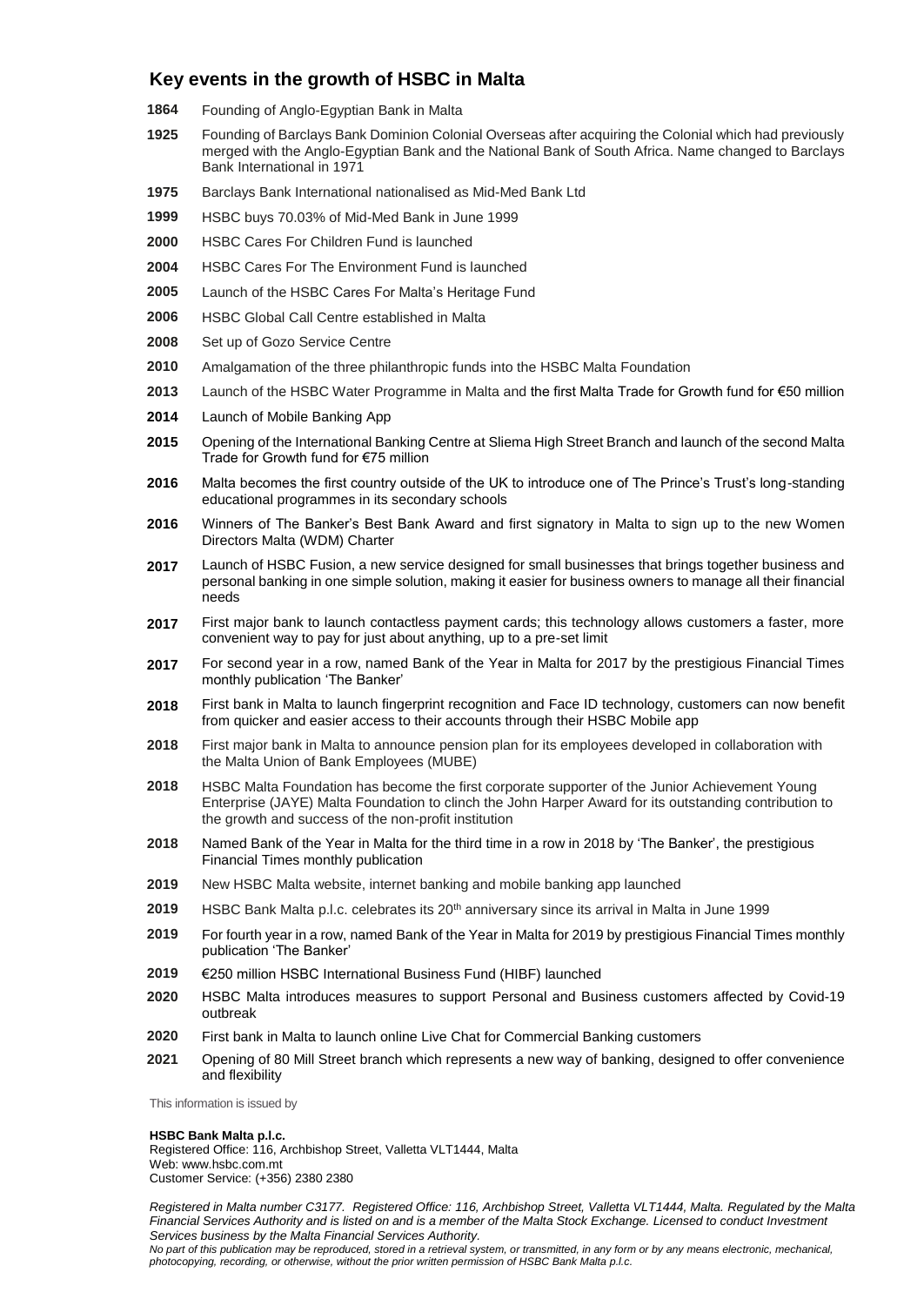## Key events in the growth of HSBC in Malta

**1864** Founding of Anglo-Egyptian Bank in Malta

**1925** Founding of Barclays Bank Dominion Colonial Overseas after acquiring the Colonial which had previously merged with the Anglo-Egyptian Bank and the National Bank of South Africa. Name changed to Barclays Bank International in 1971

**1975** Barclays Bank International nationalised as Mid-Med Bank Ltd

**1999** HSBC buys 70.03% of Mid-Med Bank in June 1999

**2000** HSBC Cares For Children Fund is launched

**2004** HSBC Cares For The Environment Fund is launched

**2005** Launch of the HSBC Cares For Malta's Heritage Fund

**2006** HSBC Global Call Centre established in Malta

**2008** Set up of Gozo Service Centre

**2010** Amalgamation of the three philanthropic funds into the HSBC Malta Foundation

**2013** Launch of the HSBC Water Programme in Malta and the first Malta Trade for Growth fund for €50 million

**2014** Launch of Mobile Banking App

**2015** Opening of the International Banking Centre at Sliema High Street Branch and launch of the second Malta Trade for Growth fund for €75 million

**2016** Malta becomes the first country outside of the UK to introduce one of The Prince's Trust's long-standing educational programmes in its secondary schools

**2016** Winners of The Banker's Best Bank Award and first signatory in Malta to sign up to the new Women Directors Malta (WDM) Charter

**2017** Launch of HSBC Fusion, a new service designed for small businesses that brings together business and personal banking in one simple solution, making it easier for business owners to manage all their financial needs

**2017** First major bank to launch contactless payment cards; this technology allows customers a faster, more convenient way to pay for just about anything, up to a pre-set limit

**2017** For second year in a row, named Bank of the Year in Malta for 2017 by the prestigious Financial Times monthly publication 'The Banker'

**2018** First bank in Malta to launch fingerprint recognition and Face ID technology, customers can now benefit from quicker and easier access to their accounts through their HSBC Mobile app

**2018** First major bank in Malta to announce pension plan for its employees developed in collaboration with the Malta Union of Bank Employees (MUBE)

**2018** HSBC Malta Foundation has become the first corporate supporter of the Junior Achievement Young Enterprise (JAYE) Malta Foundation to clinch the John Harper Award for its outstanding contribution to the growth and success of the non-profit institution

**2018** Named Bank of the Year in Malta for the third time in a row in 2018 by 'The Banker', the prestigious Financial Times monthly publication

**2019** New HSBC Malta website, internet banking and mobile banking app launched

**2019** HSBC Bank Malta p.l.c. celebrates its 20th anniversary since its arrival in Malta in June 1999

**2019** For fourth year in a row, named Bank of the Year in Malta for 2019 by prestigious Financial Times monthly publication 'The Banker'

**2019** €250 million HSBC International Business Fund (HIBF) launched

**2020** HSBC Malta introduces measures to support Personal and Business customers affected by Covid-19 outbreak

**2020** First bank in Malta to launch online Live Chat for Commercial Banking customers

**2021** Opening of 80 Mill Street branch which represents a new way of banking, designed to offer convenience and flexibility

This information is issued by

**HSBC Bank Malta p.l.c.**
Registered Office: 116, Archbishop Street, Valletta VLT1444, Malta
Web: www.hsbc.com.mt
Customer Service: (+356) 2380 2380

*Registered in Malta number C3177. Registered Office: 116, Archbishop Street, Valletta VLT1444, Malta. Regulated by the Malta Financial Services Authority and is listed on and is a member of the Malta Stock Exchange. Licensed to conduct Investment Services business by the Malta Financial Services Authority.*
*No part of this publication may be reproduced, stored in a retrieval system, or transmitted, in any form or by any means electronic, mechanical, photocopying, recording, or otherwise, without the prior written permission of HSBC Bank Malta p.l.c.*